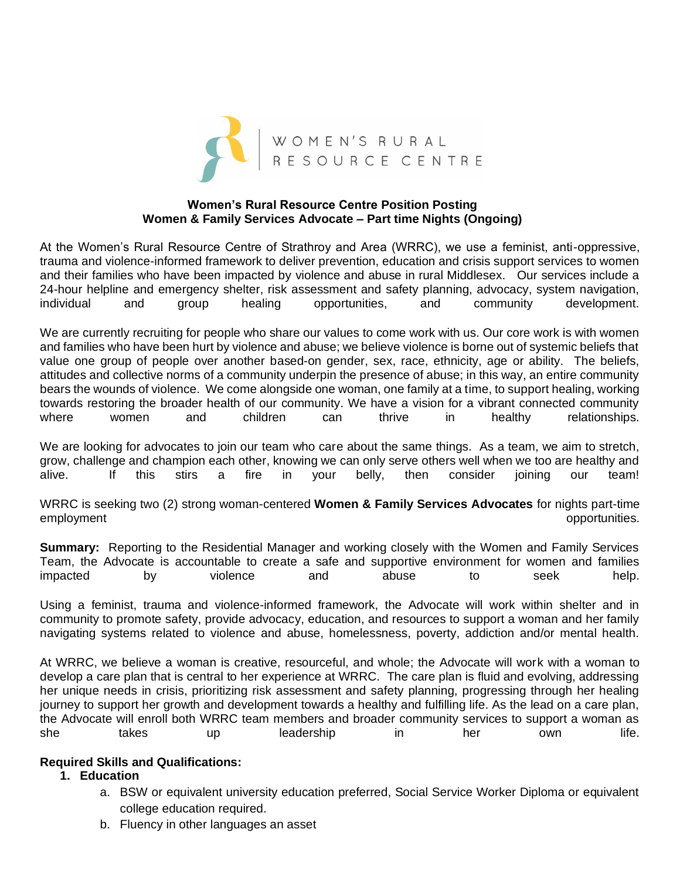WOMEN'S RURAL RESOURCE CENTRE

**Women's Rural Resource Centre Position Posting**
**Women & Family Services Advocate – Part time Nights (Ongoing)**

At the Women's Rural Resource Centre of Strathroy and Area (WRRC), we use a feminist, anti-oppressive, trauma and violence-informed framework to deliver prevention, education and crisis support services to women and their families who have been impacted by violence and abuse in rural Middlesex. Our services include a 24-hour helpline and emergency shelter, risk assessment and safety planning, advocacy, system navigation, individual and group healing opportunities, and community development.

We are currently recruiting for people who share our values to come work with us. Our core work is with women and families who have been hurt by violence and abuse; we believe violence is borne out of systemic beliefs that value one group of people over another based-on gender, sex, race, ethnicity, age or ability. The beliefs, attitudes and collective norms of a community underpin the presence of abuse; in this way, an entire community bears the wounds of violence. We come alongside one woman, one family at a time, to support healing, working towards restoring the broader health of our community. We have a vision for a vibrant connected community where women and children can thrive in healthy relationships.

We are looking for advocates to join our team who care about the same things. As a team, we aim to stretch, grow, challenge and champion each other, knowing we can only serve others well when we too are healthy and alive. If this stirs a fire in your belly, then consider joining our team!

WRRC is seeking two (2) strong woman-centered **Women & Family Services Advocates** for nights part-time employment opportunities.

**Summary:** Reporting to the Residential Manager and working closely with the Women and Family Services Team, the Advocate is accountable to create a safe and supportive environment for women and families impacted by violence and abuse to seek help.

Using a feminist, trauma and violence-informed framework, the Advocate will work within shelter and in community to promote safety, provide advocacy, education, and resources to support a woman and her family navigating systems related to violence and abuse, homelessness, poverty, addiction and/or mental health.

At WRRC, we believe a woman is creative, resourceful, and whole; the Advocate will work with a woman to develop a care plan that is central to her experience at WRRC. The care plan is fluid and evolving, addressing her unique needs in crisis, prioritizing risk assessment and safety planning, progressing through her healing journey to support her growth and development towards a healthy and fulfilling life. As the lead on a care plan, the Advocate will enroll both WRRC team members and broader community services to support a woman as she takes up leadership in her own life.

**Required Skills and Qualifications:**

1. **Education**
   a. BSW or equivalent university education preferred, Social Service Worker Diploma or equivalent college education required.
   b. Fluency in other languages an asset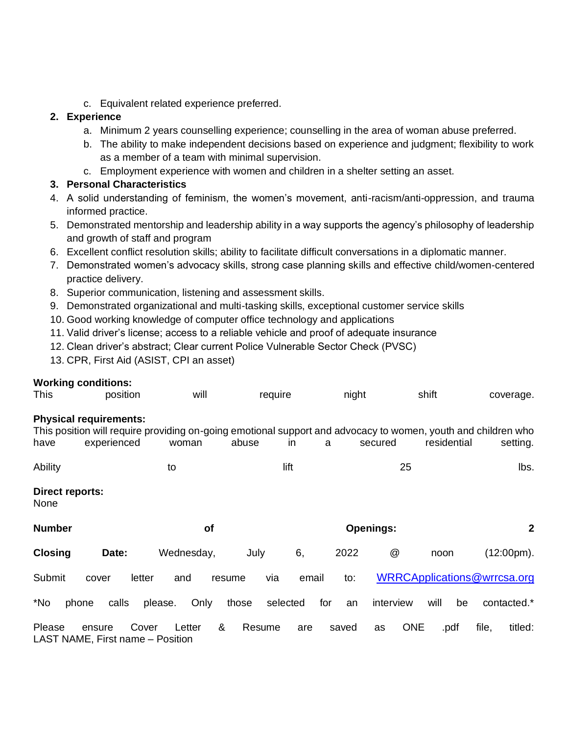c. Equivalent related experience preferred.

2. **Experience**
   a. Minimum 2 years counselling experience; counselling in the area of woman abuse preferred.
   b. The ability to make independent decisions based on experience and judgment; flexibility to work as a member of a team with minimal supervision.
   c. Employment experience with women and children in a shelter setting an asset.
3. **Personal Characteristics**
4. A solid understanding of feminism, the women's movement, anti-racism/anti-oppression, and trauma informed practice.
5. Demonstrated mentorship and leadership ability in a way supports the agency's philosophy of leadership and growth of staff and program
6. Excellent conflict resolution skills; ability to facilitate difficult conversations in a diplomatic manner.
7. Demonstrated women's advocacy skills, strong case planning skills and effective child/women-centered practice delivery.
8. Superior communication, listening and assessment skills.
9. Demonstrated organizational and multi-tasking skills, exceptional customer service skills
10. Good working knowledge of computer office technology and applications
11. Valid driver's license; access to a reliable vehicle and proof of adequate insurance
12. Clean driver's abstract; Clear current Police Vulnerable Sector Check (PVSC)
13. CPR, First Aid (ASIST, CPI an asset)

**Working conditions:**
This position will require night shift coverage.

**Physical requirements:**
This position will require providing on-going emotional support and advocacy to women, youth and children who have experienced woman abuse in a secured residential setting.

Ability to lift 25 lbs.

**Direct reports:**
None

**Number of Openings:** **2**

**Closing Date:** Wednesday, July 6, 2022 @ noon (12:00pm).

Submit cover letter and resume via email to: WRRCApplications@wrrcsa.org

*No phone calls please. Only those selected for an interview will be contacted.*

Please ensure Cover Letter & Resume are saved as ONE .pdf file, titled: LAST NAME, First name – Position